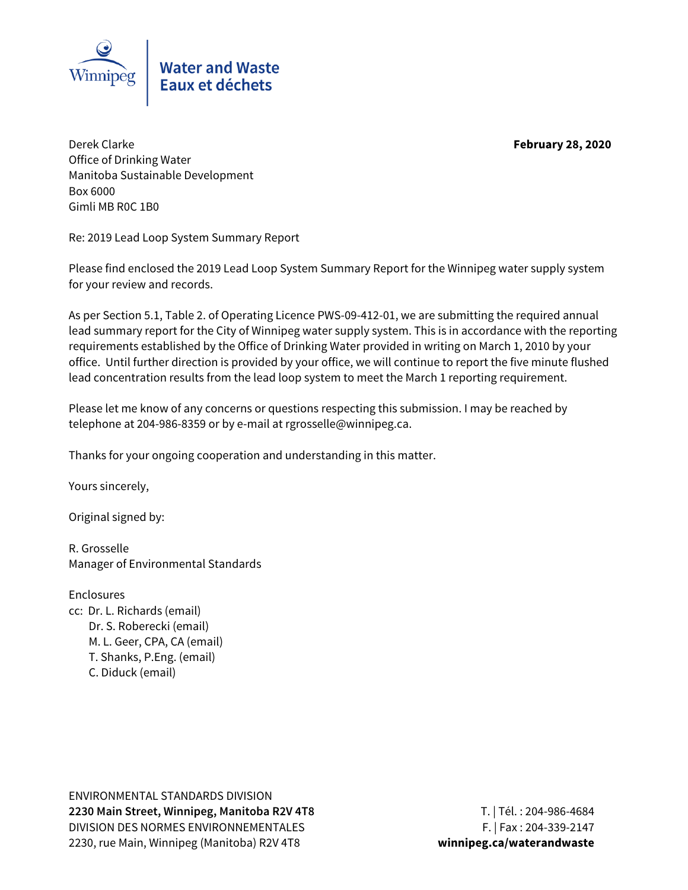Water and Waste
Eaux et déchets

Derek Clarke
Office of Drinking Water
Manitoba Sustainable Development
Box 6000
Gimli MB R0C 1B0

**February 28, 2020**

Re: 2019 Lead Loop System Summary Report

Please find enclosed the 2019 Lead Loop System Summary Report for the Winnipeg water supply system for your review and records.

As per Section 5.1, Table 2. of Operating Licence PWS-09-412-01, we are submitting the required annual lead summary report for the City of Winnipeg water supply system. This is in accordance with the reporting requirements established by the Office of Drinking Water provided in writing on March 1, 2010 by your office. Until further direction is provided by your office, we will continue to report the five minute flushed lead concentration results from the lead loop system to meet the March 1 reporting requirement.

Please let me know of any concerns or questions respecting this submission. I may be reached by telephone at 204-986-8359 or by e-mail at rgrosselle@winnipeg.ca.

Thanks for your ongoing cooperation and understanding in this matter.

Yours sincerely,

Original signed by:

R. Grosselle
Manager of Environmental Standards

Enclosures
cc: Dr. L. Richards (email)
Dr. S. Roberecki (email)
M. L. Geer, CPA, CA (email)
T. Shanks, P.Eng. (email)
C. Diduck (email)

ENVIRONMENTAL STANDARDS DIVISION
**2230 Main Street, Winnipeg, Manitoba R2V 4T8**
DIVISION DES NORMES ENVIRONNEMENTALES
2230, rue Main, Winnipeg (Manitoba) R2V 4T8

T. | Tél. : 204-986-4684
F. | Fax : 204-339-2147
**winnipeg.ca/waterandwaste**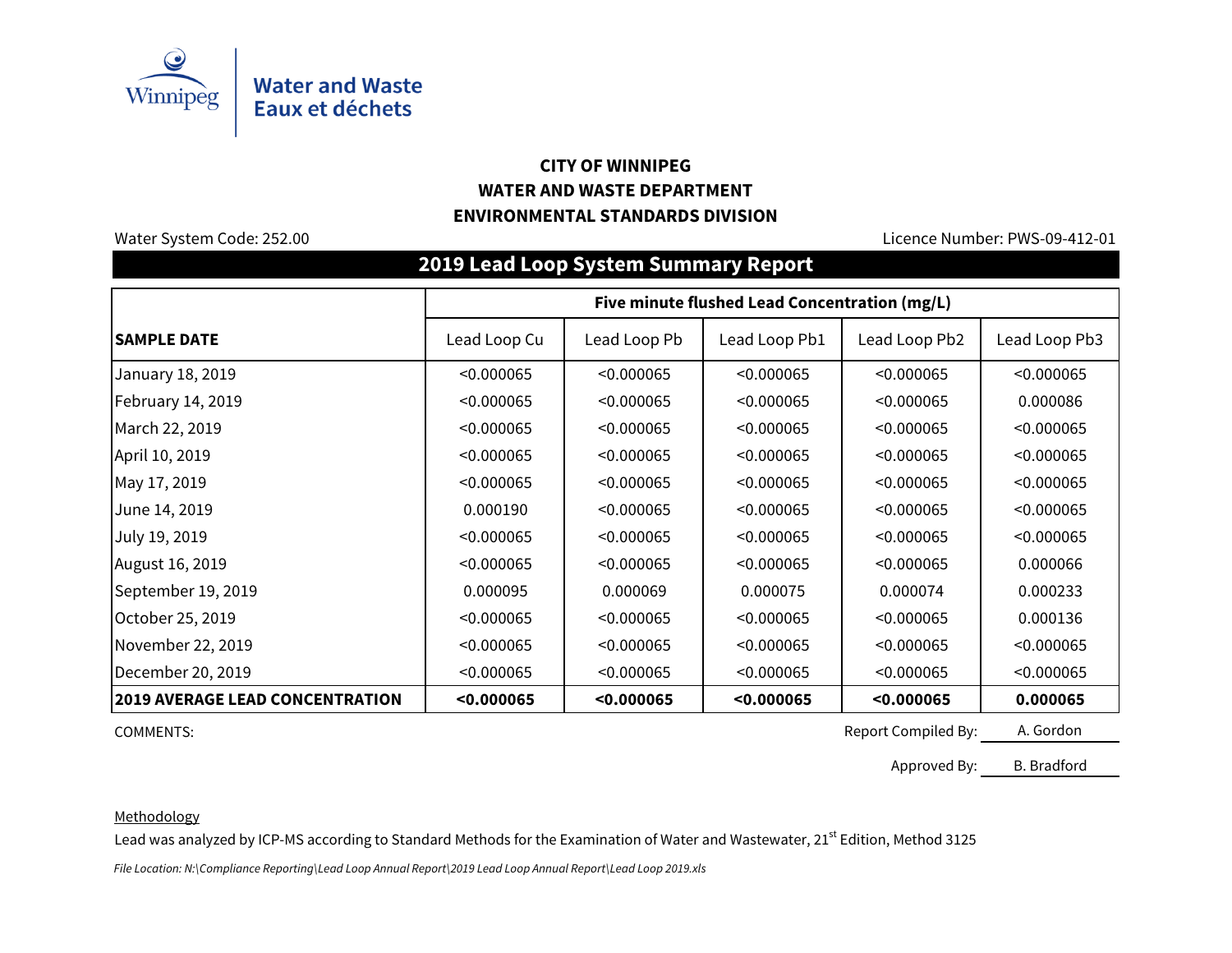Winnipeg | Water and Waste
Eaux et déchets

**CITY OF WINNIPEG**
**WATER AND WASTE DEPARTMENT**
**ENVIRONMENTAL STANDARDS DIVISION**

Water System Code: 252.00

Licence Number: PWS-09-412-01

## 2019 Lead Loop System Summary Report

| SAMPLE DATE | Five minute flushed Lead Concentration (mg/L) | | | | |
|---|---|---|---|---|---|
| | Lead Loop Cu | Lead Loop Pb | Lead Loop Pb1 | Lead Loop Pb2 | Lead Loop Pb3 |
| January 18, 2019 | <0.000065 | <0.000065 | <0.000065 | <0.000065 | <0.000065 |
| February 14, 2019 | <0.000065 | <0.000065 | <0.000065 | <0.000065 | 0.000086 |
| March 22, 2019 | <0.000065 | <0.000065 | <0.000065 | <0.000065 | <0.000065 |
| April 10, 2019 | <0.000065 | <0.000065 | <0.000065 | <0.000065 | <0.000065 |
| May 17, 2019 | <0.000065 | <0.000065 | <0.000065 | <0.000065 | <0.000065 |
| June 14, 2019 | 0.000190 | <0.000065 | <0.000065 | <0.000065 | <0.000065 |
| July 19, 2019 | <0.000065 | <0.000065 | <0.000065 | <0.000065 | <0.000065 |
| August 16, 2019 | <0.000065 | <0.000065 | <0.000065 | <0.000065 | 0.000066 |
| September 19, 2019 | 0.000095 | 0.000069 | 0.000075 | 0.000074 | 0.000233 |
| October 25, 2019 | <0.000065 | <0.000065 | <0.000065 | <0.000065 | 0.000136 |
| November 22, 2019 | <0.000065 | <0.000065 | <0.000065 | <0.000065 | <0.000065 |
| December 20, 2019 | <0.000065 | <0.000065 | <0.000065 | <0.000065 | <0.000065 |
| **2019 AVERAGE LEAD CONCENTRATION** | **<0.000065** | **<0.000065** | **<0.000065** | **<0.000065** | **0.000065** |

COMMENTS:

Report Compiled By: A. Gordon

Approved By: B. Bradford

Methodology

Lead was analyzed by ICP-MS according to Standard Methods for the Examination of Water and Wastewater, 21$^{st}$ Edition, Method 3125

*File Location: N:\Compliance Reporting\Lead Loop Annual Report\2019 Lead Loop Annual Report\Lead Loop 2019.xls*